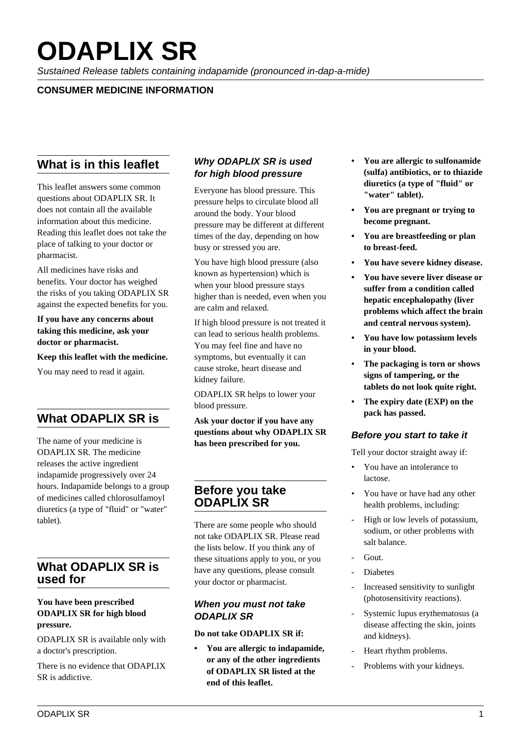# ODAPLIX SR

*Sustained Release tablets containing indapamide (pronounced in-dap-a-mide)*

**CONSUMER MEDICINE INFORMATION**

## What is in this leaflet

This leaflet answers some common questions about ODAPLIX SR. It does not contain all the available information about this medicine. Reading this leaflet does not take the place of talking to your doctor or pharmacist.

All medicines have risks and benefits. Your doctor has weighed the risks of you taking ODAPLIX SR against the expected benefits for you.

**If you have any concerns about taking this medicine, ask your doctor or pharmacist.**

**Keep this leaflet with the medicine.**

You may need to read it again.

## What ODAPLIX SR is

The name of your medicine is ODAPLIX SR. The medicine releases the active ingredient indapamide progressively over 24 hours. Indapamide belongs to a group of medicines called chlorosulfamoyl diuretics (a type of "fluid" or "water" tablet).

## What ODAPLIX SR is used for

**You have been prescribed ODAPLIX SR for high blood pressure.**

ODAPLIX SR is available only with a doctor's prescription.

There is no evidence that ODAPLIX SR is addictive.

### *Why ODAPLIX SR is used for high blood pressure*

Everyone has blood pressure. This pressure helps to circulate blood all around the body. Your blood pressure may be different at different times of the day, depending on how busy or stressed you are.

You have high blood pressure (also known as hypertension) which is when your blood pressure stays higher than is needed, even when you are calm and relaxed.

If high blood pressure is not treated it can lead to serious health problems. You may feel fine and have no symptoms, but eventually it can cause stroke, heart disease and kidney failure.

ODAPLIX SR helps to lower your blood pressure.

**Ask your doctor if you have any questions about why ODAPLIX SR has been prescribed for you.**

## Before you take ODAPLIX SR

There are some people who should not take ODAPLIX SR. Please read the lists below. If you think any of these situations apply to you, or you have any questions, please consult your doctor or pharmacist.

### *When you must not take ODAPLIX SR*

**Do not take ODAPLIX SR if:**

- **You are allergic to indapamide, or any of the other ingredients of ODAPLIX SR listed at the end of this leaflet.**
- **You are allergic to sulfonamide (sulfa) antibiotics, or to thiazide diuretics (a type of "fluid" or "water" tablet).**
- **You are pregnant or trying to become pregnant.**
- **You are breastfeeding or plan to breast-feed.**
- **You have severe kidney disease.**
- **You have severe liver disease or suffer from a condition called hepatic encephalopathy (liver problems which affect the brain and central nervous system).**
- **You have low potassium levels in your blood.**
- **The packaging is torn or shows signs of tampering, or the tablets do not look quite right.**
- **The expiry date (EXP) on the pack has passed.**

### *Before you start to take it*

Tell your doctor straight away if:

- You have an intolerance to lactose.
- You have or have had any other health problems, including:
  - High or low levels of potassium, sodium, or other problems with salt balance.
  - Gout.
  - Diabetes
  - Increased sensitivity to sunlight (photosensitivity reactions).
  - Systemic lupus erythematosus (a disease affecting the skin, joints and kidneys).
  - Heart rhythm problems.
  - Problems with your kidneys.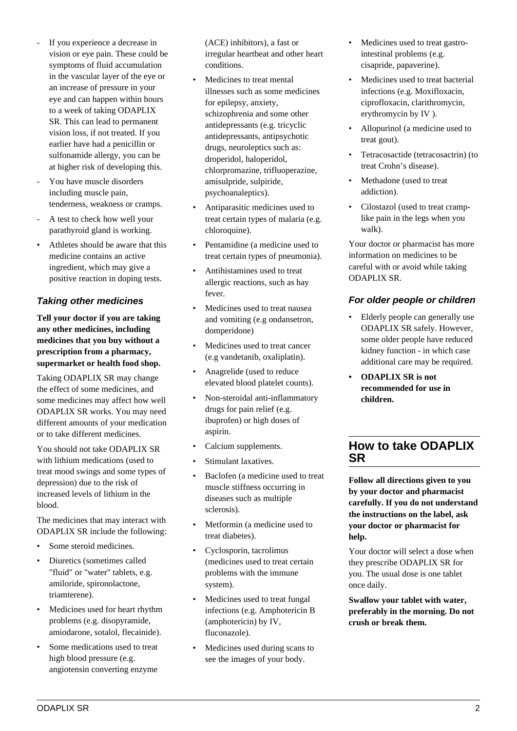- If you experience a decrease in vision or eye pain. These could be symptoms of fluid accumulation in the vascular layer of the eye or an increase of pressure in your eye and can happen within hours to a week of taking ODAPLIX SR. This can lead to permanent vision loss, if not treated. If you earlier have had a penicillin or sulfonamide allergy, you can be at higher risk of developing this.
- You have muscle disorders including muscle pain, tenderness, weakness or cramps.
- A test to check how well your parathyroid gland is working.

- Athletes should be aware that this medicine contains an active ingredient, which may give a positive reaction in doping tests.

### *Taking other medicines*

**Tell your doctor if you are taking any other medicines, including medicines that you buy without a prescription from a pharmacy, supermarket or health food shop.**

Taking ODAPLIX SR may change the effect of some medicines, and some medicines may affect how well ODAPLIX SR works. You may need different amounts of your medication or to take different medicines.

You should not take ODAPLIX SR with lithium medications (used to treat mood swings and some types of depression) due to the risk of increased levels of lithium in the blood.

The medicines that may interact with ODAPLIX SR include the following:

- Some steroid medicines.
- Diuretics (sometimes called "fluid" or "water" tablets, e.g. amiloride, spironolactone, triamterene).
- Medicines used for heart rhythm problems (e.g. disopyramide, amiodarone, sotalol, flecainide).
- Some medications used to treat high blood pressure (e.g. angiotensin converting enzyme (ACE) inhibitors), a fast or irregular heartbeat and other heart conditions.
- Medicines to treat mental illnesses such as some medicines for epilepsy, anxiety, schizophrenia and some other antidepressants (e.g. tricyclic antidepressants, antipsychotic drugs, neuroleptics such as: droperidol, haloperidol, chlorpromazine, trifluoperazine, amisulpride, sulpiride, psychoanaleptics).
- Antiparasitic medicines used to treat certain types of malaria (e.g. chloroquine).
- Pentamidine (a medicine used to treat certain types of pneumonia).
- Antihistamines used to treat allergic reactions, such as hay fever.
- Medicines used to treat nausea and vomiting (e.g ondansetron, domperidone)
- Medicines used to treat cancer (e.g vandetanib, oxaliplatin).
- Anagrelide (used to reduce elevated blood platelet counts).
- Non-steroidal anti-inflammatory drugs for pain relief (e.g. ibuprofen) or high doses of aspirin.
- Calcium supplements.
- Stimulant laxatives.
- Baclofen (a medicine used to treat muscle stiffness occurring in diseases such as multiple sclerosis).
- Metformin (a medicine used to treat diabetes).
- Cyclosporin, tacrolimus (medicines used to treat certain problems with the immune system).
- Medicines used to treat fungal infections (e.g. Amphotericin B (amphotericin) by IV, fluconazole).
- Medicines used during scans to see the images of your body.
- Medicines used to treat gastro-intestinal problems (e.g. cisapride, papaverine).
- Medicines used to treat bacterial infections (e.g. Moxifloxacin, ciprofloxacin, clarithromycin, erythromycin by IV ).
- Allopurinol (a medicine used to treat gout).
- Tetracosactide (tetracosactrin) (to treat Crohn's disease).
- Methadone (used to treat addiction).
- Cilostazol (used to treat cramp-like pain in the legs when you walk).

Your doctor or pharmacist has more information on medicines to be careful with or avoid while taking ODAPLIX SR.

### *For older people or children*

- Elderly people can generally use ODAPLIX SR safely. However, some older people have reduced kidney function - in which case additional care may be required.
- **ODAPLIX SR is not recommended for use in children.**

## How to take ODAPLIX SR

**Follow all directions given to you by your doctor and pharmacist carefully. If you do not understand the instructions on the label, ask your doctor or pharmacist for help.**

Your doctor will select a dose when they prescribe ODAPLIX SR for you. The usual dose is one tablet once daily.

**Swallow your tablet with water, preferably in the morning. Do not crush or break them.**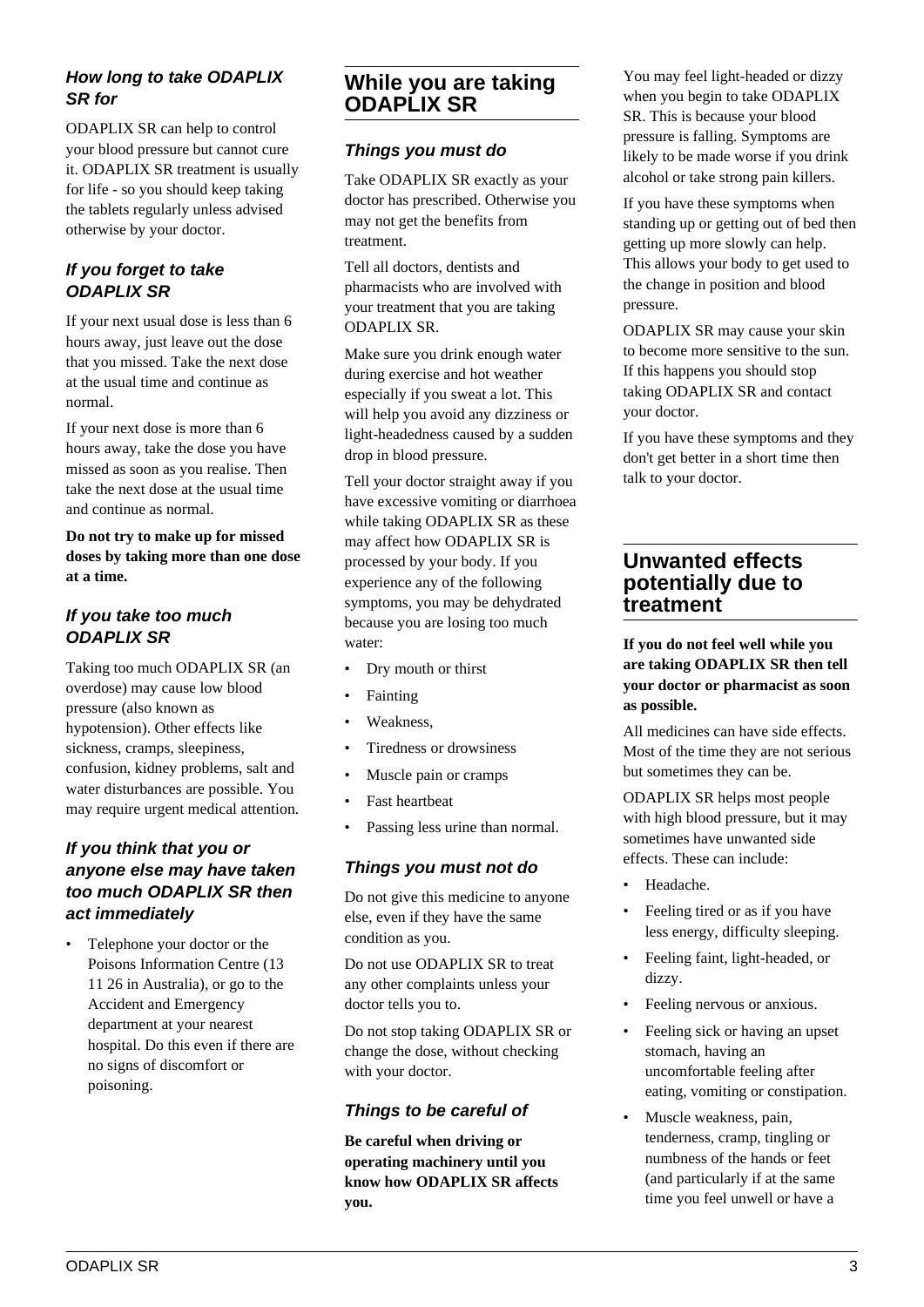### How long to take ODAPLIX SR for

ODAPLIX SR can help to control your blood pressure but cannot cure it. ODAPLIX SR treatment is usually for life - so you should keep taking the tablets regularly unless advised otherwise by your doctor.

### If you forget to take ODAPLIX SR

If your next usual dose is less than 6 hours away, just leave out the dose that you missed. Take the next dose at the usual time and continue as normal.

If your next dose is more than 6 hours away, take the dose you have missed as soon as you realise. Then take the next dose at the usual time and continue as normal.

**Do not try to make up for missed doses by taking more than one dose at a time.**

### If you take too much ODAPLIX SR

Taking too much ODAPLIX SR (an overdose) may cause low blood pressure (also known as hypotension). Other effects like sickness, cramps, sleepiness, confusion, kidney problems, salt and water disturbances are possible. You may require urgent medical attention.

### If you think that you or anyone else may have taken too much ODAPLIX SR then act immediately

- Telephone your doctor or the Poisons Information Centre (13 11 26 in Australia), or go to the Accident and Emergency department at your nearest hospital. Do this even if there are no signs of discomfort or poisoning.

## While you are taking ODAPLIX SR

### Things you must do

Take ODAPLIX SR exactly as your doctor has prescribed. Otherwise you may not get the benefits from treatment.

Tell all doctors, dentists and pharmacists who are involved with your treatment that you are taking ODAPLIX SR.

Make sure you drink enough water during exercise and hot weather especially if you sweat a lot. This will help you avoid any dizziness or light-headedness caused by a sudden drop in blood pressure.

Tell your doctor straight away if you have excessive vomiting or diarrhoea while taking ODAPLIX SR as these may affect how ODAPLIX SR is processed by your body. If you experience any of the following symptoms, you may be dehydrated because you are losing too much water:

- Dry mouth or thirst
- Fainting
- Weakness,
- Tiredness or drowsiness
- Muscle pain or cramps
- Fast heartbeat
- Passing less urine than normal.

### Things you must not do

Do not give this medicine to anyone else, even if they have the same condition as you.

Do not use ODAPLIX SR to treat any other complaints unless your doctor tells you to.

Do not stop taking ODAPLIX SR or change the dose, without checking with your doctor.

### Things to be careful of

**Be careful when driving or operating machinery until you know how ODAPLIX SR affects you.**

You may feel light-headed or dizzy when you begin to take ODAPLIX SR. This is because your blood pressure is falling. Symptoms are likely to be made worse if you drink alcohol or take strong pain killers.

If you have these symptoms when standing up or getting out of bed then getting up more slowly can help. This allows your body to get used to the change in position and blood pressure.

ODAPLIX SR may cause your skin to become more sensitive to the sun. If this happens you should stop taking ODAPLIX SR and contact your doctor.

If you have these symptoms and they don't get better in a short time then talk to your doctor.

## Unwanted effects potentially due to treatment

**If you do not feel well while you are taking ODAPLIX SR then tell your doctor or pharmacist as soon as possible.**

All medicines can have side effects. Most of the time they are not serious but sometimes they can be.

ODAPLIX SR helps most people with high blood pressure, but it may sometimes have unwanted side effects. These can include:

- Headache.
- Feeling tired or as if you have less energy, difficulty sleeping.
- Feeling faint, light-headed, or dizzy.
- Feeling nervous or anxious.
- Feeling sick or having an upset stomach, having an uncomfortable feeling after eating, vomiting or constipation.
- Muscle weakness, pain, tenderness, cramp, tingling or numbness of the hands or feet (and particularly if at the same time you feel unwell or have a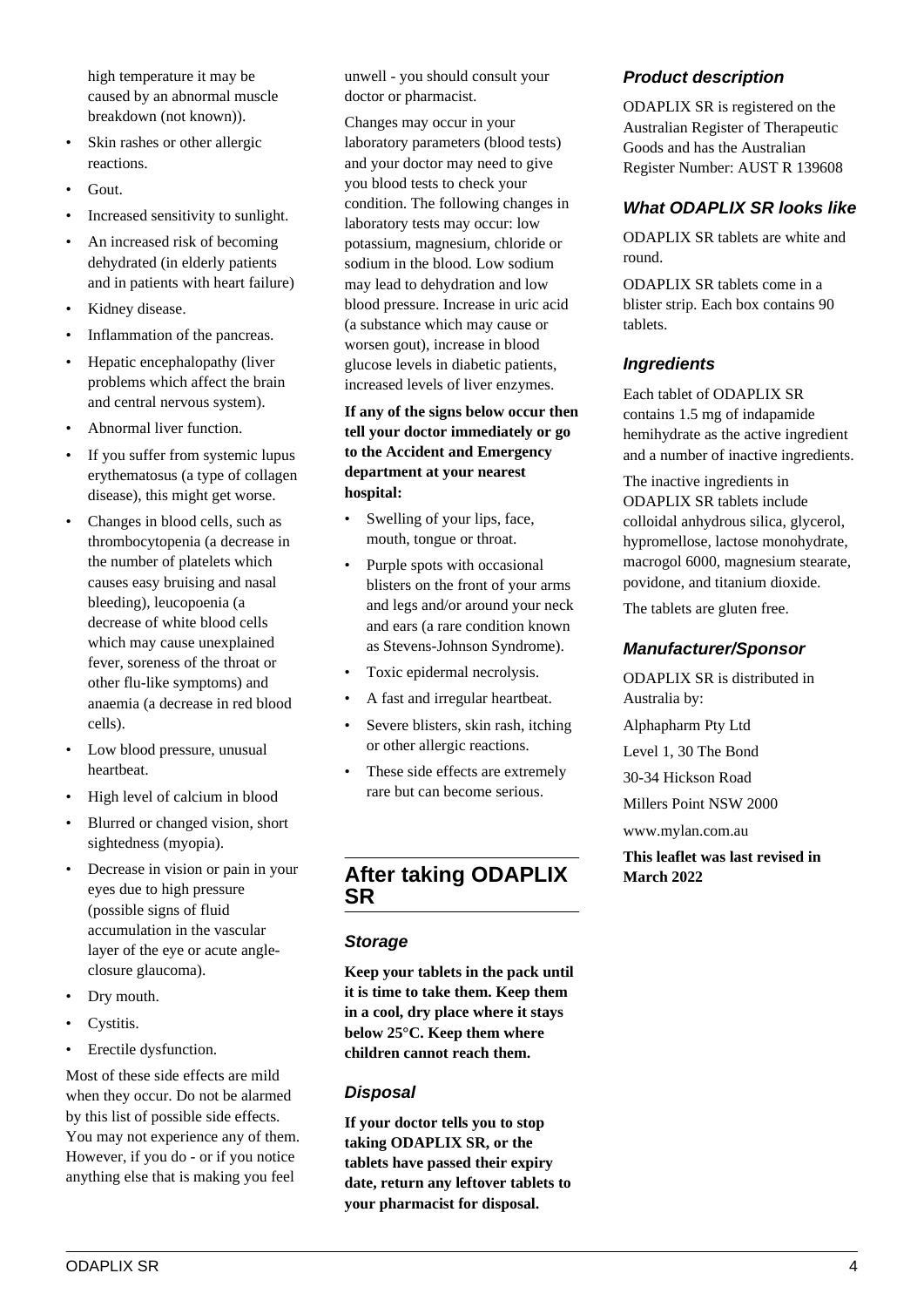high temperature it may be caused by an abnormal muscle breakdown (not known)).

- Skin rashes or other allergic reactions.
- Gout.
- Increased sensitivity to sunlight.
- An increased risk of becoming dehydrated (in elderly patients and in patients with heart failure)
- Kidney disease.
- Inflammation of the pancreas.
- Hepatic encephalopathy (liver problems which affect the brain and central nervous system).
- Abnormal liver function.
- If you suffer from systemic lupus erythematosus (a type of collagen disease), this might get worse.
- Changes in blood cells, such as thrombocytopenia (a decrease in the number of platelets which causes easy bruising and nasal bleeding), leucopoenia (a decrease of white blood cells which may cause unexplained fever, soreness of the throat or other flu-like symptoms) and anaemia (a decrease in red blood cells).
- Low blood pressure, unusual heartbeat.
- High level of calcium in blood
- Blurred or changed vision, short sightedness (myopia).
- Decrease in vision or pain in your eyes due to high pressure (possible signs of fluid accumulation in the vascular layer of the eye or acute angle-closure glaucoma).
- Dry mouth.
- Cystitis.
- Erectile dysfunction.

Most of these side effects are mild when they occur. Do not be alarmed by this list of possible side effects. You may not experience any of them. However, if you do - or if you notice anything else that is making you feel unwell - you should consult your doctor or pharmacist.

Changes may occur in your laboratory parameters (blood tests) and your doctor may need to give you blood tests to check your condition. The following changes in laboratory tests may occur: low potassium, magnesium, chloride or sodium in the blood. Low sodium may lead to dehydration and low blood pressure. Increase in uric acid (a substance which may cause or worsen gout), increase in blood glucose levels in diabetic patients, increased levels of liver enzymes.

**If any of the signs below occur then tell your doctor immediately or go to the Accident and Emergency department at your nearest hospital:**

- Swelling of your lips, face, mouth, tongue or throat.
- Purple spots with occasional blisters on the front of your arms and legs and/or around your neck and ears (a rare condition known as Stevens-Johnson Syndrome).
- Toxic epidermal necrolysis.
- A fast and irregular heartbeat.
- Severe blisters, skin rash, itching or other allergic reactions.
- These side effects are extremely rare but can become serious.

## After taking ODAPLIX SR

### Storage

**Keep your tablets in the pack until it is time to take them. Keep them in a cool, dry place where it stays below 25°C. Keep them where children cannot reach them.**

### Disposal

**If your doctor tells you to stop taking ODAPLIX SR, or the tablets have passed their expiry date, return any leftover tablets to your pharmacist for disposal.**

### Product description

ODAPLIX SR is registered on the Australian Register of Therapeutic Goods and has the Australian Register Number: AUST R 139608

### What ODAPLIX SR looks like

ODAPLIX SR tablets are white and round.

ODAPLIX SR tablets come in a blister strip. Each box contains 90 tablets.

### Ingredients

Each tablet of ODAPLIX SR contains 1.5 mg of indapamide hemihydrate as the active ingredient and a number of inactive ingredients.

The inactive ingredients in ODAPLIX SR tablets include colloidal anhydrous silica, glycerol, hypromellose, lactose monohydrate, macrogol 6000, magnesium stearate, povidone, and titanium dioxide.

The tablets are gluten free.

### Manufacturer/Sponsor

ODAPLIX SR is distributed in Australia by:

Alphapharm Pty Ltd

Level 1, 30 The Bond

30-34 Hickson Road

Millers Point NSW 2000

www.mylan.com.au

**This leaflet was last revised in March 2022**